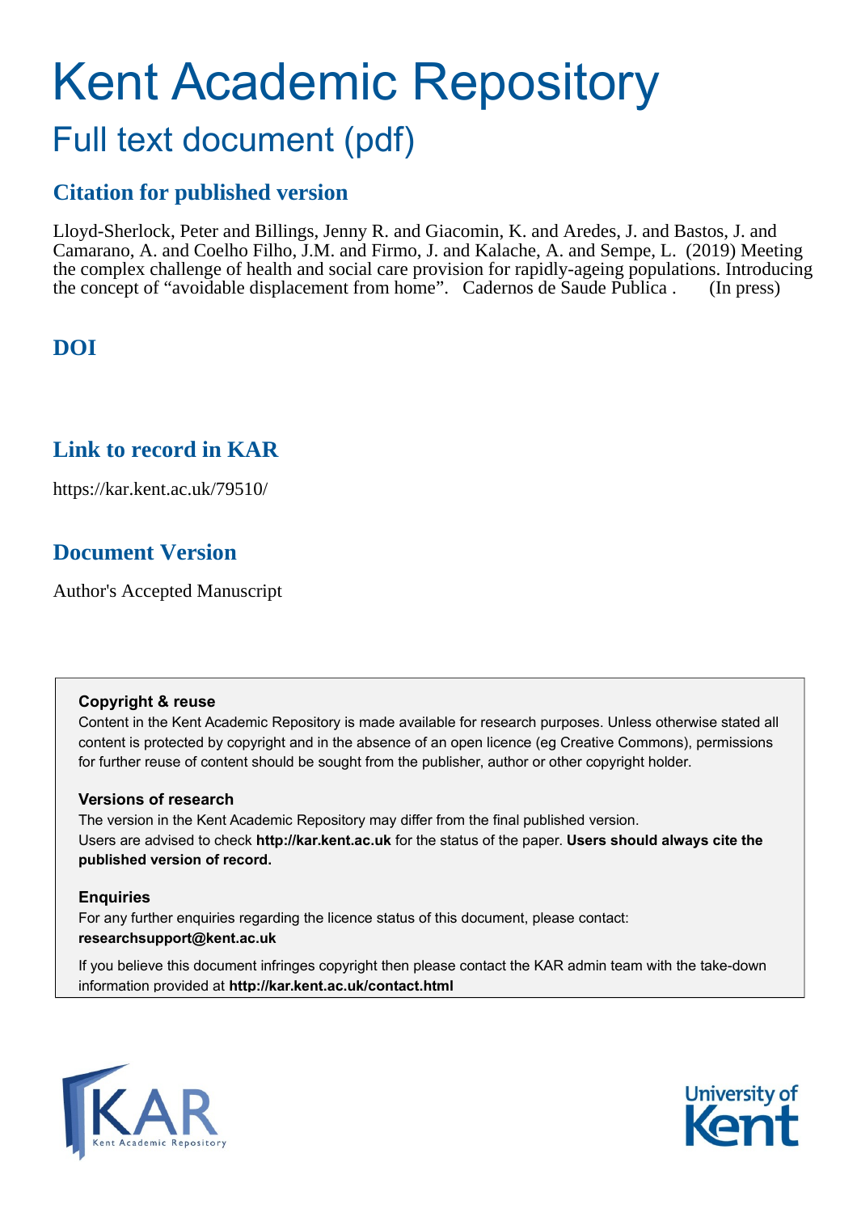# Kent Academic Repository

## Full text document (pdf)

### Citation for published version

Lloyd-Sherlock, Peter and Billings, Jenny R. and Giacomin, K. and Aredes, J. and Bastos, J. and Camarano, A. and Coelho Filho, J.M. and Firmo, J. and Kalache, A. and Sempe, L. (2019) Meeting the complex challenge of health and social care provision for rapidly-ageing populations. Introducing the concept of "avoidable displacement from home". Cadernos de Saude Publica . (In press)

### DOI

### Link to record in KAR

https://kar.kent.ac.uk/79510/

### Document Version

Author's Accepted Manuscript

**Copyright & reuse**

Content in the Kent Academic Repository is made available for research purposes. Unless otherwise stated all content is protected by copyright and in the absence of an open licence (eg Creative Commons), permissions for further reuse of content should be sought from the publisher, author or other copyright holder.

**Versions of research**

The version in the Kent Academic Repository may differ from the final published version. Users are advised to check **http://kar.kent.ac.uk** for the status of the paper. **Users should always cite the published version of record.**

**Enquiries**

For any further enquiries regarding the licence status of this document, please contact: **researchsupport@kent.ac.uk**

If you believe this document infringes copyright then please contact the KAR admin team with the take-down information provided at **http://kar.kent.ac.uk/contact.html**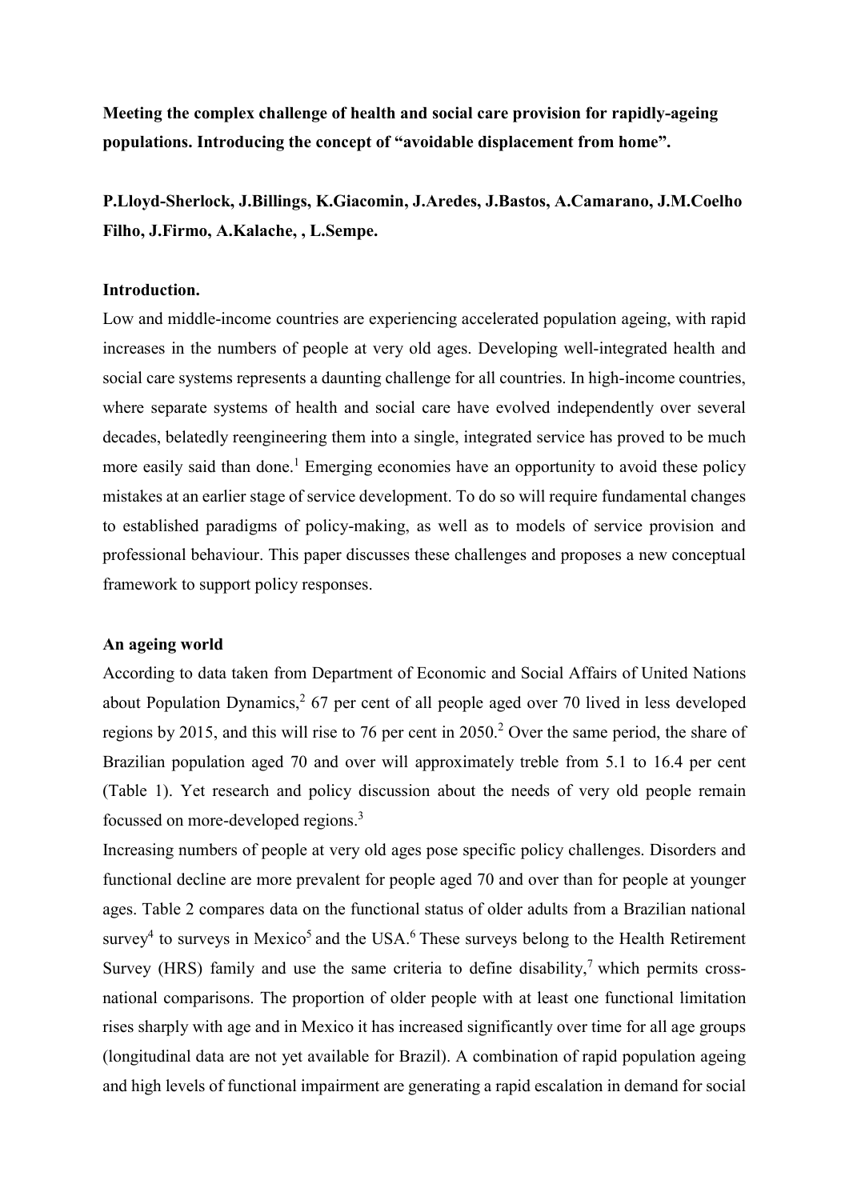**Meeting the complex challenge of health and social care provision for rapidly-ageing populations. Introducing the concept of "avoidable displacement from home".**

**P.Lloyd-Sherlock, J.Billings, K.Giacomin, J.Aredes, J.Bastos, A.Camarano, J.M.Coelho Filho, J.Firmo, A.Kalache, , L.Sempe.**

**Introduction.**

Low and middle-income countries are experiencing accelerated population ageing, with rapid increases in the numbers of people at very old ages. Developing well-integrated health and social care systems represents a daunting challenge for all countries. In high-income countries, where separate systems of health and social care have evolved independently over several decades, belatedly reengineering them into a single, integrated service has proved to be much more easily said than done.[1] Emerging economies have an opportunity to avoid these policy mistakes at an earlier stage of service development. To do so will require fundamental changes to established paradigms of policy-making, as well as to models of service provision and professional behaviour. This paper discusses these challenges and proposes a new conceptual framework to support policy responses.

**An ageing world**

According to data taken from Department of Economic and Social Affairs of United Nations about Population Dynamics,[2] 67 per cent of all people aged over 70 lived in less developed regions by 2015, and this will rise to 76 per cent in 2050.[2] Over the same period, the share of Brazilian population aged 70 and over will approximately treble from 5.1 to 16.4 per cent (Table 1). Yet research and policy discussion about the needs of very old people remain focussed on more-developed regions.[3]

Increasing numbers of people at very old ages pose specific policy challenges. Disorders and functional decline are more prevalent for people aged 70 and over than for people at younger ages. Table 2 compares data on the functional status of older adults from a Brazilian national survey[4] to surveys in Mexico[5] and the USA.[6] These surveys belong to the Health Retirement Survey (HRS) family and use the same criteria to define disability,[7] which permits cross-national comparisons. The proportion of older people with at least one functional limitation rises sharply with age and in Mexico it has increased significantly over time for all age groups (longitudinal data are not yet available for Brazil). A combination of rapid population ageing and high levels of functional impairment are generating a rapid escalation in demand for social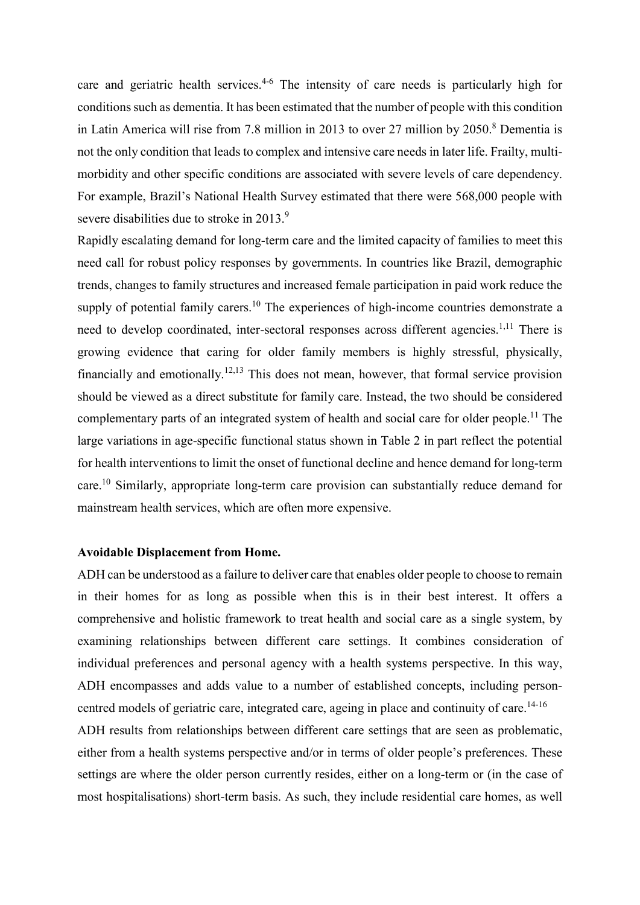care and geriatric health services.[4-6] The intensity of care needs is particularly high for conditions such as dementia. It has been estimated that the number of people with this condition in Latin America will rise from 7.8 million in 2013 to over 27 million by 2050.[8] Dementia is not the only condition that leads to complex and intensive care needs in later life. Frailty, multi-morbidity and other specific conditions are associated with severe levels of care dependency. For example, Brazil's National Health Survey estimated that there were 568,000 people with severe disabilities due to stroke in 2013.[9]

Rapidly escalating demand for long-term care and the limited capacity of families to meet this need call for robust policy responses by governments. In countries like Brazil, demographic trends, changes to family structures and increased female participation in paid work reduce the supply of potential family carers.[10] The experiences of high-income countries demonstrate a need to develop coordinated, inter-sectoral responses across different agencies.[1,11] There is growing evidence that caring for older family members is highly stressful, physically, financially and emotionally.[12,13] This does not mean, however, that formal service provision should be viewed as a direct substitute for family care. Instead, the two should be considered complementary parts of an integrated system of health and social care for older people.[11] The large variations in age-specific functional status shown in Table 2 in part reflect the potential for health interventions to limit the onset of functional decline and hence demand for long-term care.[10] Similarly, appropriate long-term care provision can substantially reduce demand for mainstream health services, which are often more expensive.

**Avoidable Displacement from Home.**

ADH can be understood as a failure to deliver care that enables older people to choose to remain in their homes for as long as possible when this is in their best interest. It offers a comprehensive and holistic framework to treat health and social care as a single system, by examining relationships between different care settings. It combines consideration of individual preferences and personal agency with a health systems perspective. In this way, ADH encompasses and adds value to a number of established concepts, including person-centred models of geriatric care, integrated care, ageing in place and continuity of care.[14-16]

ADH results from relationships between different care settings that are seen as problematic, either from a health systems perspective and/or in terms of older people's preferences. These settings are where the older person currently resides, either on a long-term or (in the case of most hospitalisations) short-term basis. As such, they include residential care homes, as well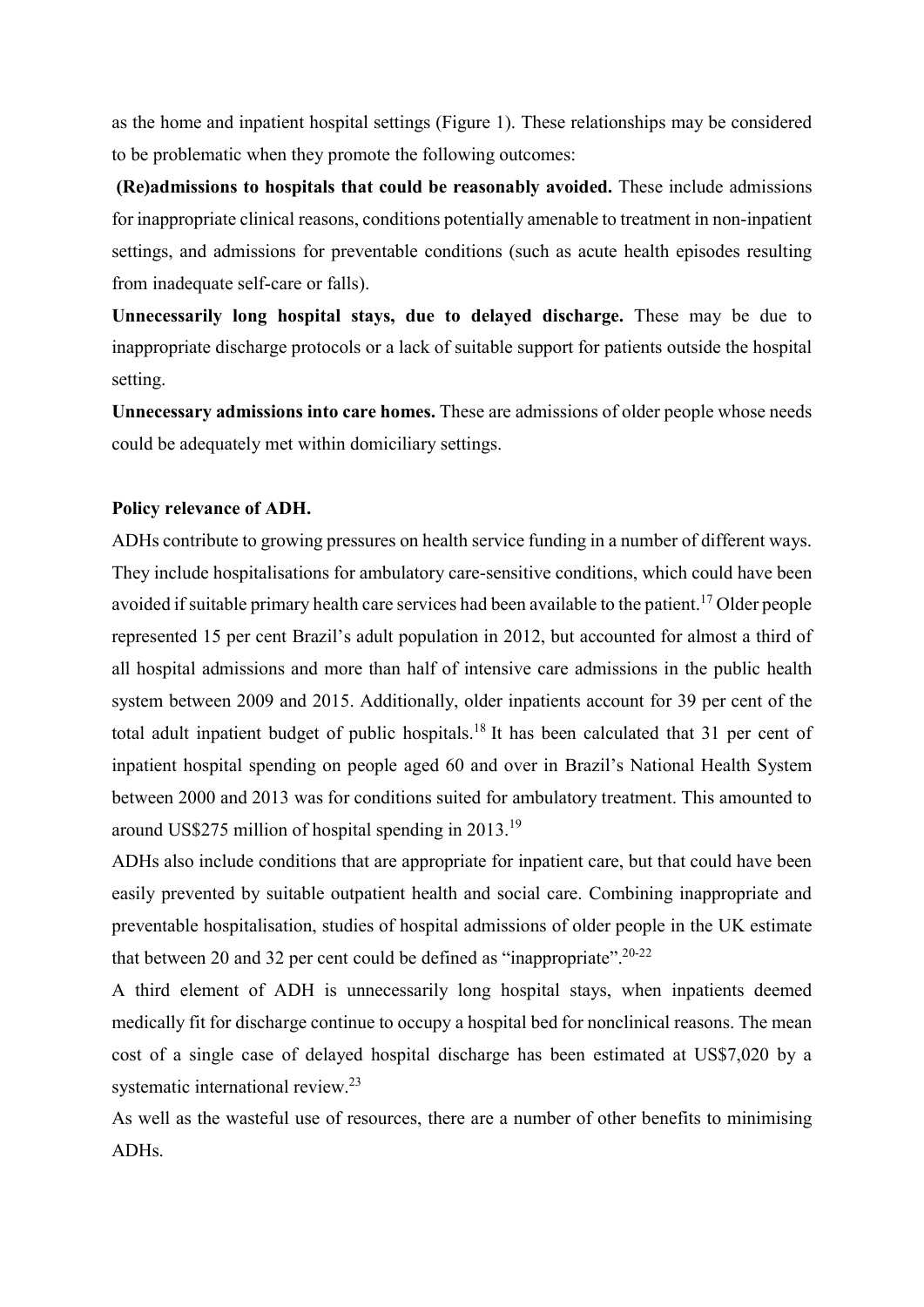as the home and inpatient hospital settings (Figure 1). These relationships may be considered to be problematic when they promote the following outcomes:

**(Re)admissions to hospitals that could be reasonably avoided.** These include admissions for inappropriate clinical reasons, conditions potentially amenable to treatment in non-inpatient settings, and admissions for preventable conditions (such as acute health episodes resulting from inadequate self-care or falls).

**Unnecessarily long hospital stays, due to delayed discharge.** These may be due to inappropriate discharge protocols or a lack of suitable support for patients outside the hospital setting.

**Unnecessary admissions into care homes.** These are admissions of older people whose needs could be adequately met within domiciliary settings.

**Policy relevance of ADH.**

ADHs contribute to growing pressures on health service funding in a number of different ways. They include hospitalisations for ambulatory care-sensitive conditions, which could have been avoided if suitable primary health care services had been available to the patient.[17] Older people represented 15 per cent Brazil's adult population in 2012, but accounted for almost a third of all hospital admissions and more than half of intensive care admissions in the public health system between 2009 and 2015. Additionally, older inpatients account for 39 per cent of the total adult inpatient budget of public hospitals.[18] It has been calculated that 31 per cent of inpatient hospital spending on people aged 60 and over in Brazil's National Health System between 2000 and 2013 was for conditions suited for ambulatory treatment. This amounted to around US$275 million of hospital spending in 2013.[19]

ADHs also include conditions that are appropriate for inpatient care, but that could have been easily prevented by suitable outpatient health and social care. Combining inappropriate and preventable hospitalisation, studies of hospital admissions of older people in the UK estimate that between 20 and 32 per cent could be defined as "inappropriate".[20-22]

A third element of ADH is unnecessarily long hospital stays, when inpatients deemed medically fit for discharge continue to occupy a hospital bed for nonclinical reasons. The mean cost of a single case of delayed hospital discharge has been estimated at US$7,020 by a systematic international review.[23]

As well as the wasteful use of resources, there are a number of other benefits to minimising ADHs.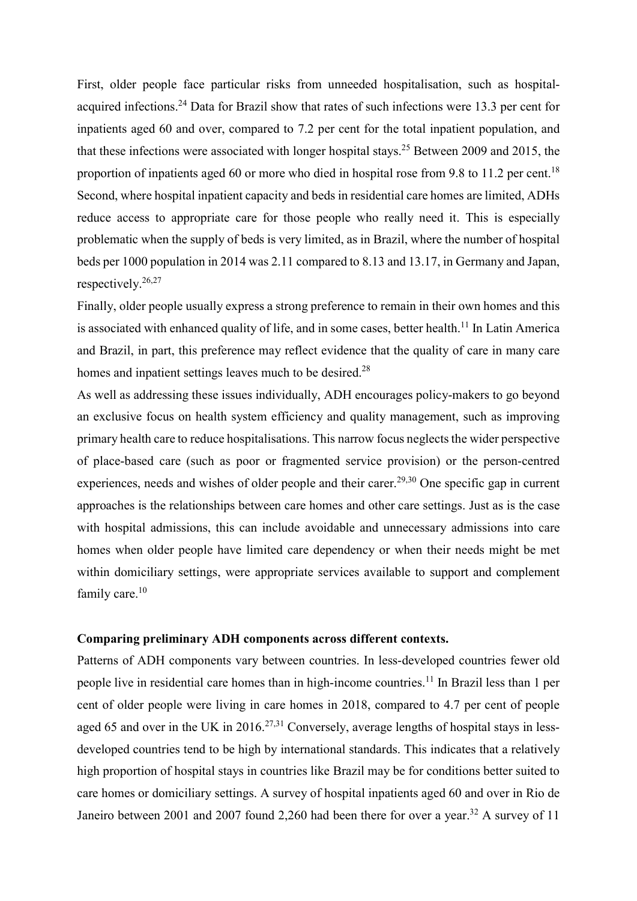First, older people face particular risks from unneeded hospitalisation, such as hospital-acquired infections.[24] Data for Brazil show that rates of such infections were 13.3 per cent for inpatients aged 60 and over, compared to 7.2 per cent for the total inpatient population, and that these infections were associated with longer hospital stays.[25] Between 2009 and 2015, the proportion of inpatients aged 60 or more who died in hospital rose from 9.8 to 11.2 per cent.[18] Second, where hospital inpatient capacity and beds in residential care homes are limited, ADHs reduce access to appropriate care for those people who really need it. This is especially problematic when the supply of beds is very limited, as in Brazil, where the number of hospital beds per 1000 population in 2014 was 2.11 compared to 8.13 and 13.17, in Germany and Japan, respectively.[26,27]

Finally, older people usually express a strong preference to remain in their own homes and this is associated with enhanced quality of life, and in some cases, better health.[11] In Latin America and Brazil, in part, this preference may reflect evidence that the quality of care in many care homes and inpatient settings leaves much to be desired.[28]

As well as addressing these issues individually, ADH encourages policy-makers to go beyond an exclusive focus on health system efficiency and quality management, such as improving primary health care to reduce hospitalisations. This narrow focus neglects the wider perspective of place-based care (such as poor or fragmented service provision) or the person-centred experiences, needs and wishes of older people and their carer.[29,30] One specific gap in current approaches is the relationships between care homes and other care settings. Just as is the case with hospital admissions, this can include avoidable and unnecessary admissions into care homes when older people have limited care dependency or when their needs might be met within domiciliary settings, were appropriate services available to support and complement family care.[10]

**Comparing preliminary ADH components across different contexts.**

Patterns of ADH components vary between countries. In less-developed countries fewer old people live in residential care homes than in high-income countries.[11] In Brazil less than 1 per cent of older people were living in care homes in 2018, compared to 4.7 per cent of people aged 65 and over in the UK in 2016.[27,31] Conversely, average lengths of hospital stays in less-developed countries tend to be high by international standards. This indicates that a relatively high proportion of hospital stays in countries like Brazil may be for conditions better suited to care homes or domiciliary settings. A survey of hospital inpatients aged 60 and over in Rio de Janeiro between 2001 and 2007 found 2,260 had been there for over a year.[32] A survey of 11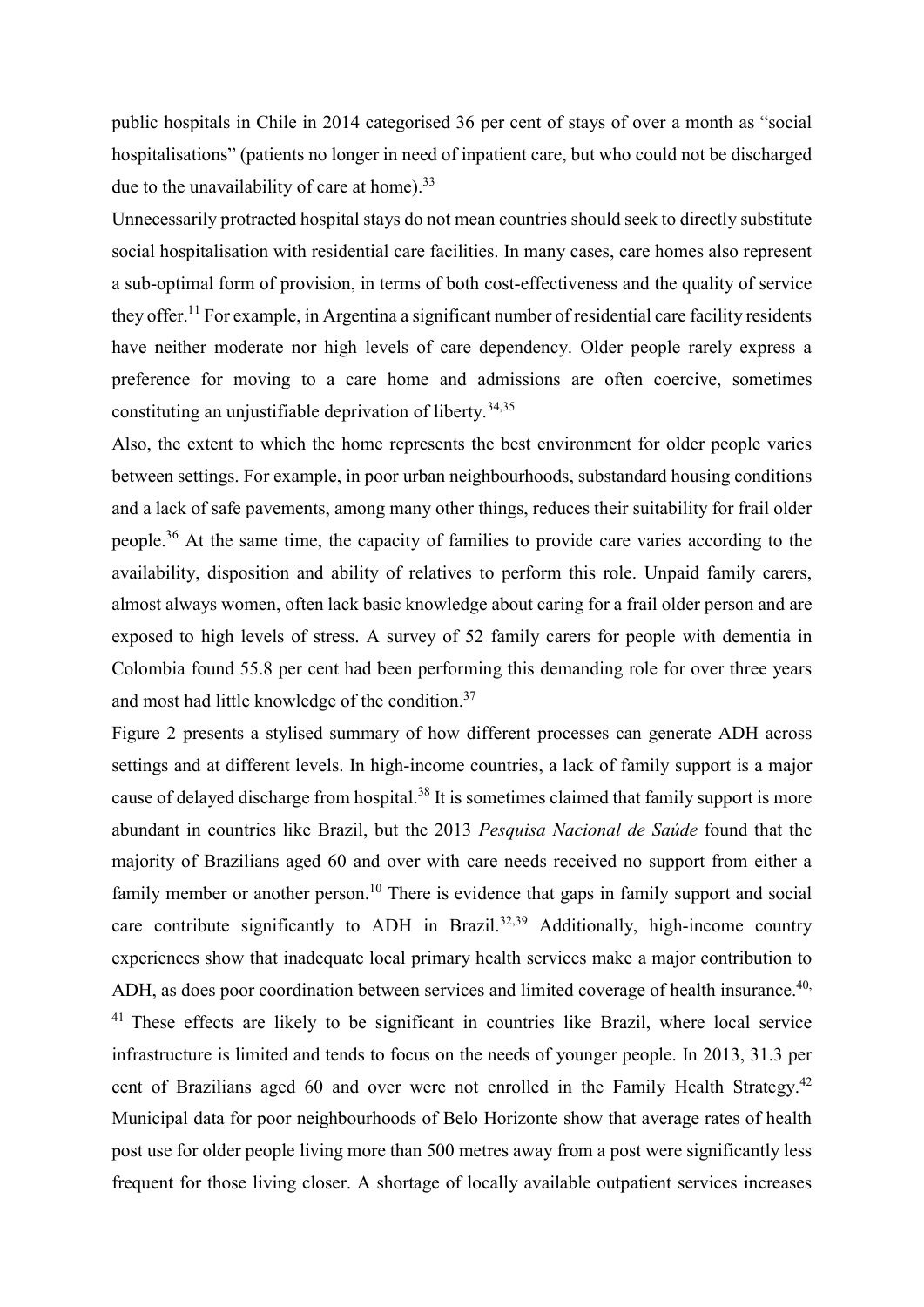public hospitals in Chile in 2014 categorised 36 per cent of stays of over a month as "social hospitalisations" (patients no longer in need of inpatient care, but who could not be discharged due to the unavailability of care at home).[33]

Unnecessarily protracted hospital stays do not mean countries should seek to directly substitute social hospitalisation with residential care facilities. In many cases, care homes also represent a sub-optimal form of provision, in terms of both cost-effectiveness and the quality of service they offer.[11] For example, in Argentina a significant number of residential care facility residents have neither moderate nor high levels of care dependency. Older people rarely express a preference for moving to a care home and admissions are often coercive, sometimes constituting an unjustifiable deprivation of liberty.[34,35]

Also, the extent to which the home represents the best environment for older people varies between settings. For example, in poor urban neighbourhoods, substandard housing conditions and a lack of safe pavements, among many other things, reduces their suitability for frail older people.[36] At the same time, the capacity of families to provide care varies according to the availability, disposition and ability of relatives to perform this role. Unpaid family carers, almost always women, often lack basic knowledge about caring for a frail older person and are exposed to high levels of stress. A survey of 52 family carers for people with dementia in Colombia found 55.8 per cent had been performing this demanding role for over three years and most had little knowledge of the condition.[37]

Figure 2 presents a stylised summary of how different processes can generate ADH across settings and at different levels. In high-income countries, a lack of family support is a major cause of delayed discharge from hospital.[38] It is sometimes claimed that family support is more abundant in countries like Brazil, but the 2013 *Pesquisa Nacional de Saúde* found that the majority of Brazilians aged 60 and over with care needs received no support from either a family member or another person.[10] There is evidence that gaps in family support and social care contribute significantly to ADH in Brazil.[32,39] Additionally, high-income country experiences show that inadequate local primary health services make a major contribution to ADH, as does poor coordination between services and limited coverage of health insurance.[40,41] These effects are likely to be significant in countries like Brazil, where local service infrastructure is limited and tends to focus on the needs of younger people. In 2013, 31.3 per cent of Brazilians aged 60 and over were not enrolled in the Family Health Strategy.[42] Municipal data for poor neighbourhoods of Belo Horizonte show that average rates of health post use for older people living more than 500 metres away from a post were significantly less frequent for those living closer. A shortage of locally available outpatient services increases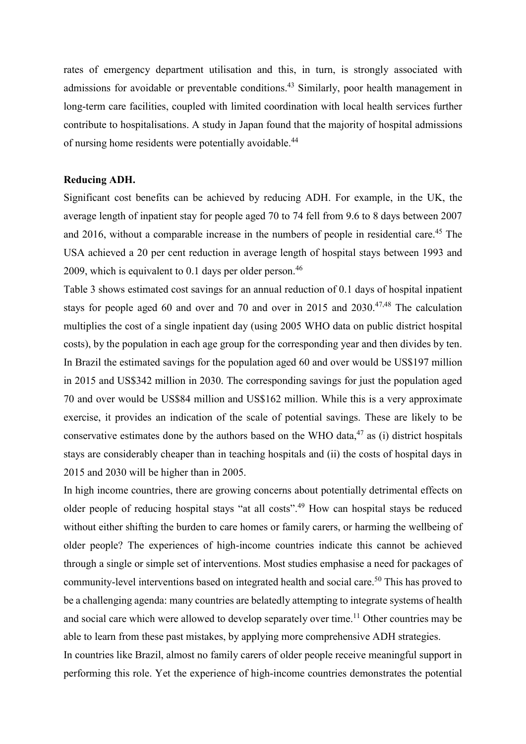rates of emergency department utilisation and this, in turn, is strongly associated with admissions for avoidable or preventable conditions.[43] Similarly, poor health management in long-term care facilities, coupled with limited coordination with local health services further contribute to hospitalisations. A study in Japan found that the majority of hospital admissions of nursing home residents were potentially avoidable.[44]

**Reducing ADH.**

Significant cost benefits can be achieved by reducing ADH. For example, in the UK, the average length of inpatient stay for people aged 70 to 74 fell from 9.6 to 8 days between 2007 and 2016, without a comparable increase in the numbers of people in residential care.[45] The USA achieved a 20 per cent reduction in average length of hospital stays between 1993 and 2009, which is equivalent to 0.1 days per older person.[46]

Table 3 shows estimated cost savings for an annual reduction of 0.1 days of hospital inpatient stays for people aged 60 and over and 70 and over in 2015 and 2030.[47,48] The calculation multiplies the cost of a single inpatient day (using 2005 WHO data on public district hospital costs), by the population in each age group for the corresponding year and then divides by ten. In Brazil the estimated savings for the population aged 60 and over would be US$197 million in 2015 and US$342 million in 2030. The corresponding savings for just the population aged 70 and over would be US$84 million and US$162 million. While this is a very approximate exercise, it provides an indication of the scale of potential savings. These are likely to be conservative estimates done by the authors based on the WHO data,[47] as (i) district hospitals stays are considerably cheaper than in teaching hospitals and (ii) the costs of hospital days in 2015 and 2030 will be higher than in 2005.

In high income countries, there are growing concerns about potentially detrimental effects on older people of reducing hospital stays "at all costs".[49] How can hospital stays be reduced without either shifting the burden to care homes or family carers, or harming the wellbeing of older people? The experiences of high-income countries indicate this cannot be achieved through a single or simple set of interventions. Most studies emphasise a need for packages of community-level interventions based on integrated health and social care.[50] This has proved to be a challenging agenda: many countries are belatedly attempting to integrate systems of health and social care which were allowed to develop separately over time.[11] Other countries may be able to learn from these past mistakes, by applying more comprehensive ADH strategies.

In countries like Brazil, almost no family carers of older people receive meaningful support in performing this role. Yet the experience of high-income countries demonstrates the potential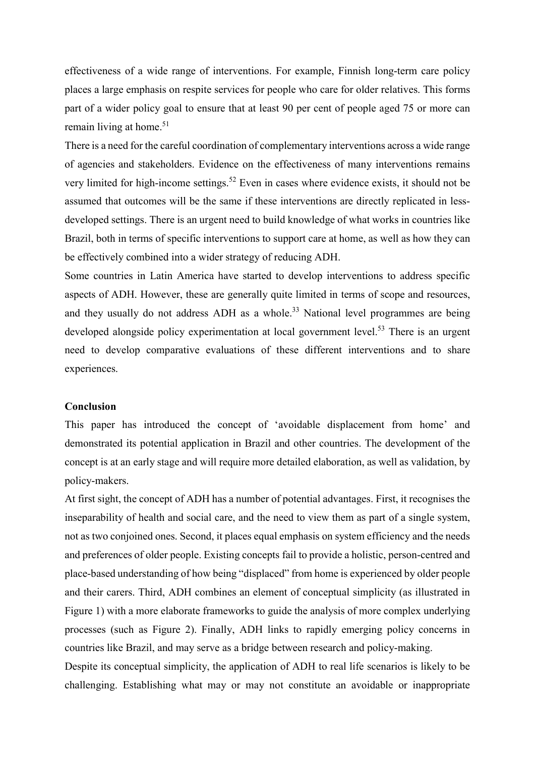effectiveness of a wide range of interventions. For example, Finnish long-term care policy places a large emphasis on respite services for people who care for older relatives. This forms part of a wider policy goal to ensure that at least 90 per cent of people aged 75 or more can remain living at home.[51]

There is a need for the careful coordination of complementary interventions across a wide range of agencies and stakeholders. Evidence on the effectiveness of many interventions remains very limited for high-income settings.[52] Even in cases where evidence exists, it should not be assumed that outcomes will be the same if these interventions are directly replicated in less-developed settings. There is an urgent need to build knowledge of what works in countries like Brazil, both in terms of specific interventions to support care at home, as well as how they can be effectively combined into a wider strategy of reducing ADH.

Some countries in Latin America have started to develop interventions to address specific aspects of ADH. However, these are generally quite limited in terms of scope and resources, and they usually do not address ADH as a whole.[33] National level programmes are being developed alongside policy experimentation at local government level.[53] There is an urgent need to develop comparative evaluations of these different interventions and to share experiences.

## Conclusion

This paper has introduced the concept of 'avoidable displacement from home' and demonstrated its potential application in Brazil and other countries. The development of the concept is at an early stage and will require more detailed elaboration, as well as validation, by policy-makers.

At first sight, the concept of ADH has a number of potential advantages. First, it recognises the inseparability of health and social care, and the need to view them as part of a single system, not as two conjoined ones. Second, it places equal emphasis on system efficiency and the needs and preferences of older people. Existing concepts fail to provide a holistic, person-centred and place-based understanding of how being "displaced" from home is experienced by older people and their carers. Third, ADH combines an element of conceptual simplicity (as illustrated in Figure 1) with a more elaborate frameworks to guide the analysis of more complex underlying processes (such as Figure 2). Finally, ADH links to rapidly emerging policy concerns in countries like Brazil, and may serve as a bridge between research and policy-making.

Despite its conceptual simplicity, the application of ADH to real life scenarios is likely to be challenging. Establishing what may or may not constitute an avoidable or inappropriate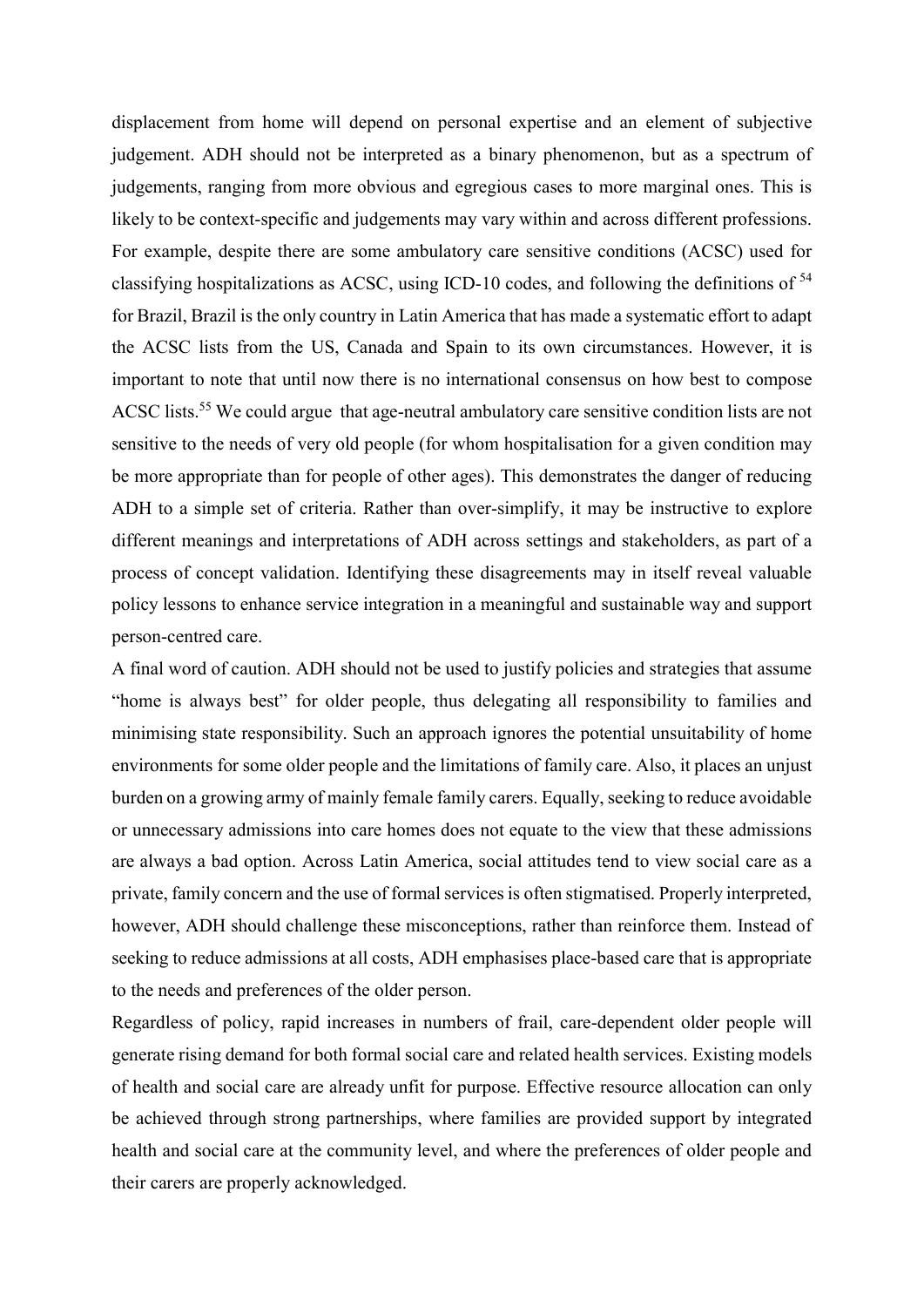displacement from home will depend on personal expertise and an element of subjective judgement. ADH should not be interpreted as a binary phenomenon, but as a spectrum of judgements, ranging from more obvious and egregious cases to more marginal ones. This is likely to be context-specific and judgements may vary within and across different professions. For example, despite there are some ambulatory care sensitive conditions (ACSC) used for classifying hospitalizations as ACSC, using ICD-10 codes, and following the definitions of [54] for Brazil, Brazil is the only country in Latin America that has made a systematic effort to adapt the ACSC lists from the US, Canada and Spain to its own circumstances. However, it is important to note that until now there is no international consensus on how best to compose ACSC lists.[55] We could argue that age-neutral ambulatory care sensitive condition lists are not sensitive to the needs of very old people (for whom hospitalisation for a given condition may be more appropriate than for people of other ages). This demonstrates the danger of reducing ADH to a simple set of criteria. Rather than over-simplify, it may be instructive to explore different meanings and interpretations of ADH across settings and stakeholders, as part of a process of concept validation. Identifying these disagreements may in itself reveal valuable policy lessons to enhance service integration in a meaningful and sustainable way and support person-centred care.

A final word of caution. ADH should not be used to justify policies and strategies that assume "home is always best" for older people, thus delegating all responsibility to families and minimising state responsibility. Such an approach ignores the potential unsuitability of home environments for some older people and the limitations of family care. Also, it places an unjust burden on a growing army of mainly female family carers. Equally, seeking to reduce avoidable or unnecessary admissions into care homes does not equate to the view that these admissions are always a bad option. Across Latin America, social attitudes tend to view social care as a private, family concern and the use of formal services is often stigmatised. Properly interpreted, however, ADH should challenge these misconceptions, rather than reinforce them. Instead of seeking to reduce admissions at all costs, ADH emphasises place-based care that is appropriate to the needs and preferences of the older person.

Regardless of policy, rapid increases in numbers of frail, care-dependent older people will generate rising demand for both formal social care and related health services. Existing models of health and social care are already unfit for purpose. Effective resource allocation can only be achieved through strong partnerships, where families are provided support by integrated health and social care at the community level, and where the preferences of older people and their carers are properly acknowledged.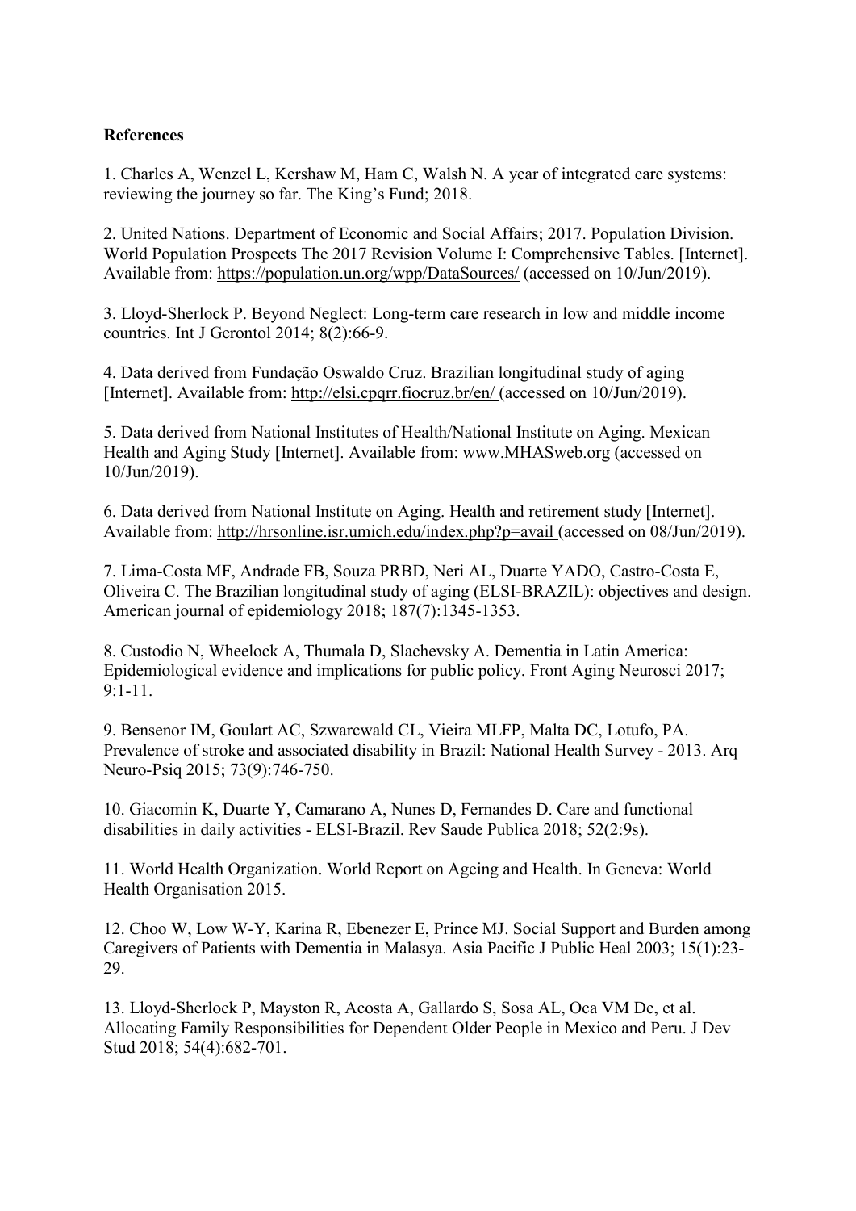**References**

1. Charles A, Wenzel L, Kershaw M, Ham C, Walsh N. A year of integrated care systems: reviewing the journey so far. The King's Fund; 2018.

2. United Nations. Department of Economic and Social Affairs; 2017. Population Division. World Population Prospects The 2017 Revision Volume I: Comprehensive Tables. [Internet]. Available from: https://population.un.org/wpp/DataSources/ (accessed on 10/Jun/2019).

3. Lloyd-Sherlock P. Beyond Neglect: Long-term care research in low and middle income countries. Int J Gerontol 2014; 8(2):66-9.

4. Data derived from Fundação Oswaldo Cruz. Brazilian longitudinal study of aging [Internet]. Available from: http://elsi.cpqrr.fiocruz.br/en/ (accessed on 10/Jun/2019).

5. Data derived from National Institutes of Health/National Institute on Aging. Mexican Health and Aging Study [Internet]. Available from: www.MHASweb.org (accessed on 10/Jun/2019).

6. Data derived from National Institute on Aging. Health and retirement study [Internet]. Available from: http://hrsonline.isr.umich.edu/index.php?p=avail (accessed on 08/Jun/2019).

7. Lima-Costa MF, Andrade FB, Souza PRBD, Neri AL, Duarte YADO, Castro-Costa E, Oliveira C. The Brazilian longitudinal study of aging (ELSI-BRAZIL): objectives and design. American journal of epidemiology 2018; 187(7):1345-1353.

8. Custodio N, Wheelock A, Thumala D, Slachevsky A. Dementia in Latin America: Epidemiological evidence and implications for public policy. Front Aging Neurosci 2017; 9:1-11.

9. Bensenor IM, Goulart AC, Szwarcwald CL, Vieira MLFP, Malta DC, Lotufo, PA. Prevalence of stroke and associated disability in Brazil: National Health Survey - 2013. Arq Neuro-Psiq 2015; 73(9):746-750.

10. Giacomin K, Duarte Y, Camarano A, Nunes D, Fernandes D. Care and functional disabilities in daily activities - ELSI-Brazil. Rev Saude Publica 2018; 52(2:9s).

11. World Health Organization. World Report on Ageing and Health. In Geneva: World Health Organisation 2015.

12. Choo W, Low W-Y, Karina R, Ebenezer E, Prince MJ. Social Support and Burden among Caregivers of Patients with Dementia in Malasya. Asia Pacific J Public Heal 2003; 15(1):23-29.

13. Lloyd-Sherlock P, Mayston R, Acosta A, Gallardo S, Sosa AL, Oca VM De, et al. Allocating Family Responsibilities for Dependent Older People in Mexico and Peru. J Dev Stud 2018; 54(4):682-701.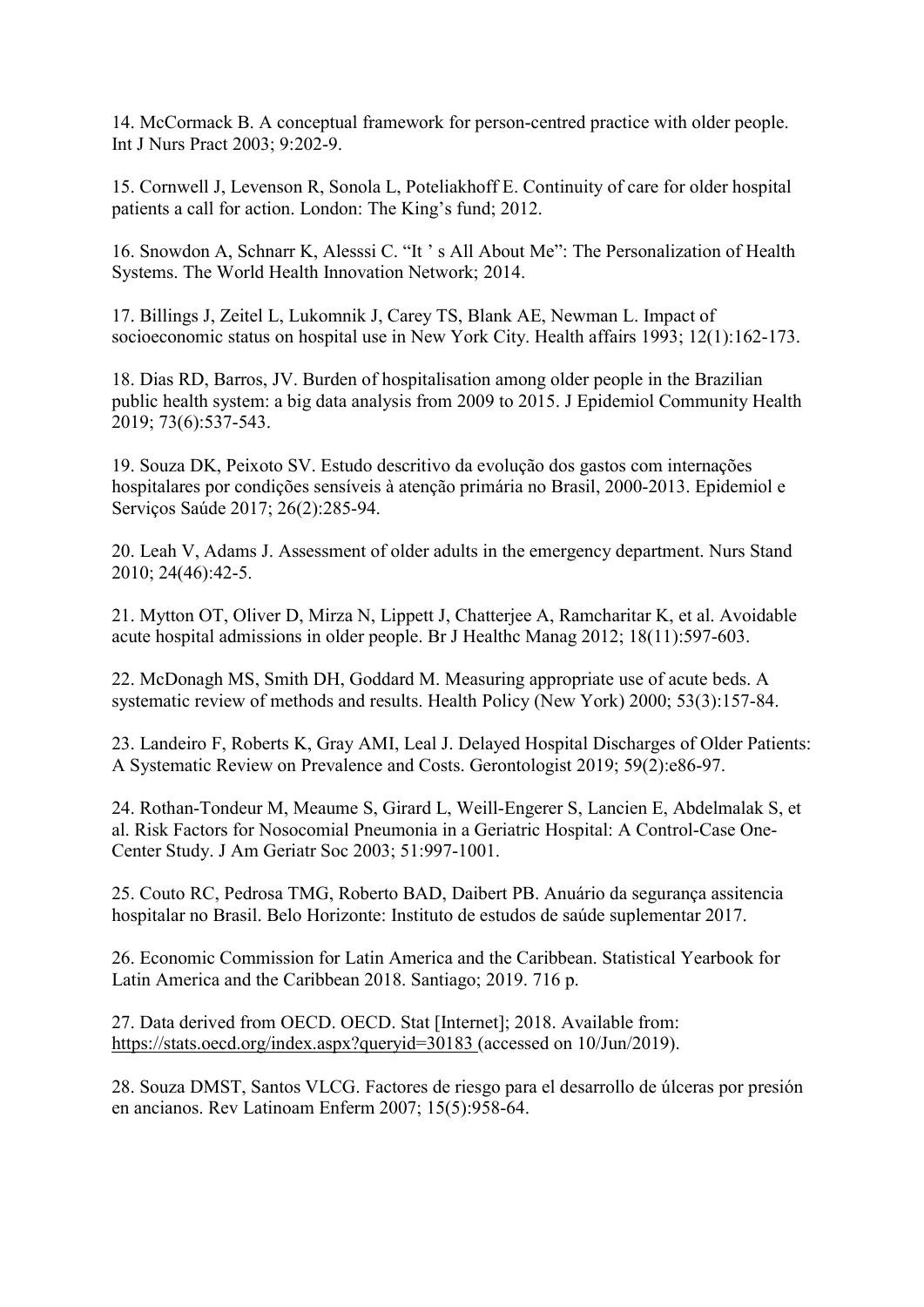14. McCormack B. A conceptual framework for person-centred practice with older people. Int J Nurs Pract 2003; 9:202-9.

15. Cornwell J, Levenson R, Sonola L, Poteliakhoff E. Continuity of care for older hospital patients a call for action. London: The King's fund; 2012.

16. Snowdon A, Schnarr K, Alesssi C. "It ' s All About Me": The Personalization of Health Systems. The World Health Innovation Network; 2014.

17. Billings J, Zeitel L, Lukomnik J, Carey TS, Blank AE, Newman L. Impact of socioeconomic status on hospital use in New York City. Health affairs 1993; 12(1):162-173.

18. Dias RD, Barros, JV. Burden of hospitalisation among older people in the Brazilian public health system: a big data analysis from 2009 to 2015. J Epidemiol Community Health 2019; 73(6):537-543.

19. Souza DK, Peixoto SV. Estudo descritivo da evolução dos gastos com internações hospitalares por condições sensíveis à atenção primária no Brasil, 2000-2013. Epidemiol e Serviços Saúde 2017; 26(2):285-94.

20. Leah V, Adams J. Assessment of older adults in the emergency department. Nurs Stand 2010; 24(46):42-5.

21. Mytton OT, Oliver D, Mirza N, Lippett J, Chatterjee A, Ramcharitar K, et al. Avoidable acute hospital admissions in older people. Br J Healthc Manag 2012; 18(11):597-603.

22. McDonagh MS, Smith DH, Goddard M. Measuring appropriate use of acute beds. A systematic review of methods and results. Health Policy (New York) 2000; 53(3):157-84.

23. Landeiro F, Roberts K, Gray AMI, Leal J. Delayed Hospital Discharges of Older Patients: A Systematic Review on Prevalence and Costs. Gerontologist 2019; 59(2):e86-97.

24. Rothan-Tondeur M, Meaume S, Girard L, Weill-Engerer S, Lancien E, Abdelmalak S, et al. Risk Factors for Nosocomial Pneumonia in a Geriatric Hospital: A Control-Case One-Center Study. J Am Geriatr Soc 2003; 51:997-1001.

25. Couto RC, Pedrosa TMG, Roberto BAD, Daibert PB. Anuário da segurança assitencia hospitalar no Brasil. Belo Horizonte: Instituto de estudos de saúde suplementar 2017.

26. Economic Commission for Latin America and the Caribbean. Statistical Yearbook for Latin America and the Caribbean 2018. Santiago; 2019. 716 p.

27. Data derived from OECD. OECD. Stat [Internet]; 2018. Available from: https://stats.oecd.org/index.aspx?queryid=30183 (accessed on 10/Jun/2019).

28. Souza DMST, Santos VLCG. Factores de riesgo para el desarrollo de úlceras por presión en ancianos. Rev Latinoam Enferm 2007; 15(5):958-64.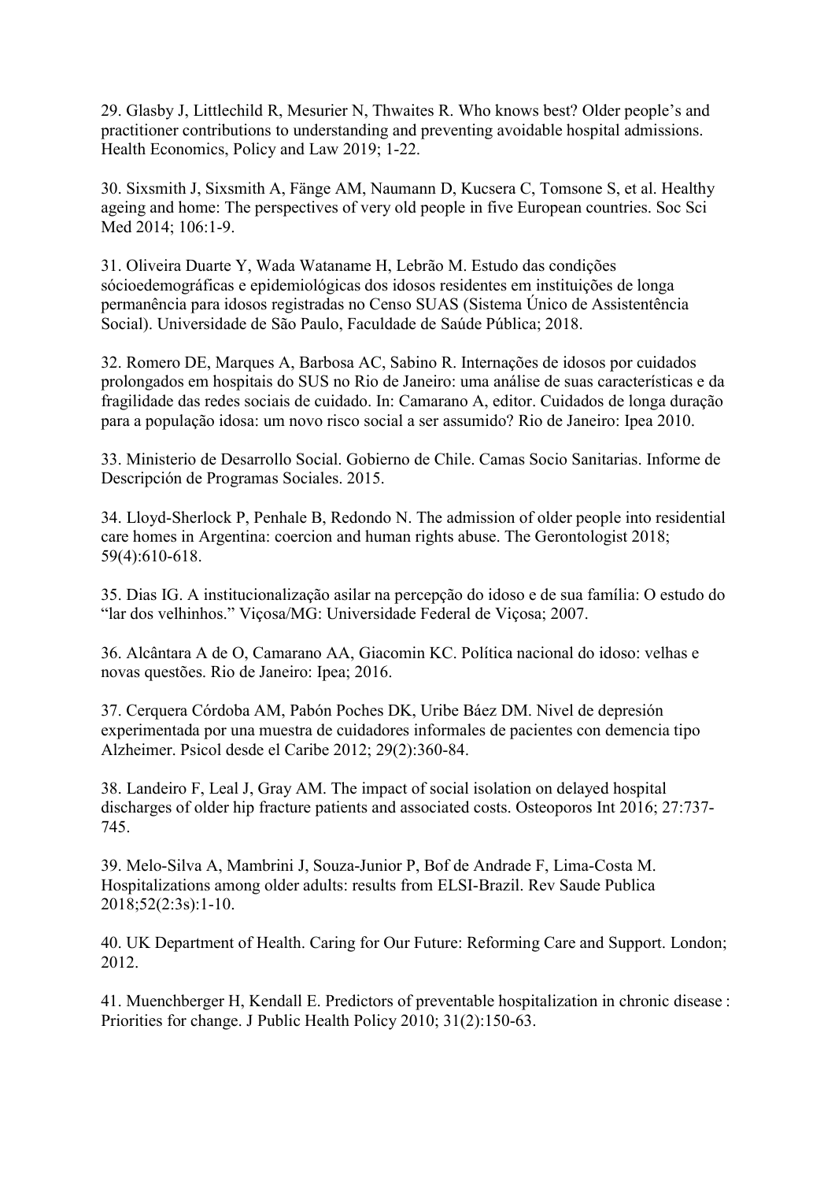29. Glasby J, Littlechild R, Mesurier N, Thwaites R. Who knows best? Older people's and practitioner contributions to understanding and preventing avoidable hospital admissions. Health Economics, Policy and Law 2019; 1-22.

30. Sixsmith J, Sixsmith A, Fänge AM, Naumann D, Kucsera C, Tomsone S, et al. Healthy ageing and home: The perspectives of very old people in five European countries. Soc Sci Med 2014; 106:1-9.

31. Oliveira Duarte Y, Wada Wataname H, Lebrão M. Estudo das condições sócioedemográficas e epidemiológicas dos idosos residentes em instituições de longa permanência para idosos registradas no Censo SUAS (Sistema Único de Assistentência Social). Universidade de São Paulo, Faculdade de Saúde Pública; 2018.

32. Romero DE, Marques A, Barbosa AC, Sabino R. Internações de idosos por cuidados prolongados em hospitais do SUS no Rio de Janeiro: uma análise de suas características e da fragilidade das redes sociais de cuidado. In: Camarano A, editor. Cuidados de longa duração para a população idosa: um novo risco social a ser assumido? Rio de Janeiro: Ipea 2010.

33. Ministerio de Desarrollo Social. Gobierno de Chile. Camas Socio Sanitarias. Informe de Descripción de Programas Sociales. 2015.

34. Lloyd-Sherlock P, Penhale B, Redondo N. The admission of older people into residential care homes in Argentina: coercion and human rights abuse. The Gerontologist 2018; 59(4):610-618.

35. Dias IG. A institucionalização asilar na percepção do idoso e de sua família: O estudo do "lar dos velhinhos." Viçosa/MG: Universidade Federal de Viçosa; 2007.

36. Alcântara A de O, Camarano AA, Giacomin KC. Política nacional do idoso: velhas e novas questões. Rio de Janeiro: Ipea; 2016.

37. Cerquera Córdoba AM, Pabón Poches DK, Uribe Báez DM. Nivel de depresión experimentada por una muestra de cuidadores informales de pacientes con demencia tipo Alzheimer. Psicol desde el Caribe 2012; 29(2):360-84.

38. Landeiro F, Leal J, Gray AM. The impact of social isolation on delayed hospital discharges of older hip fracture patients and associated costs. Osteoporos Int 2016; 27:737-745.

39. Melo-Silva A, Mambrini J, Souza-Junior P, Bof de Andrade F, Lima-Costa M. Hospitalizations among older adults: results from ELSI-Brazil. Rev Saude Publica 2018;52(2:3s):1-10.

40. UK Department of Health. Caring for Our Future: Reforming Care and Support. London; 2012.

41. Muenchberger H, Kendall E. Predictors of preventable hospitalization in chronic disease : Priorities for change. J Public Health Policy 2010; 31(2):150-63.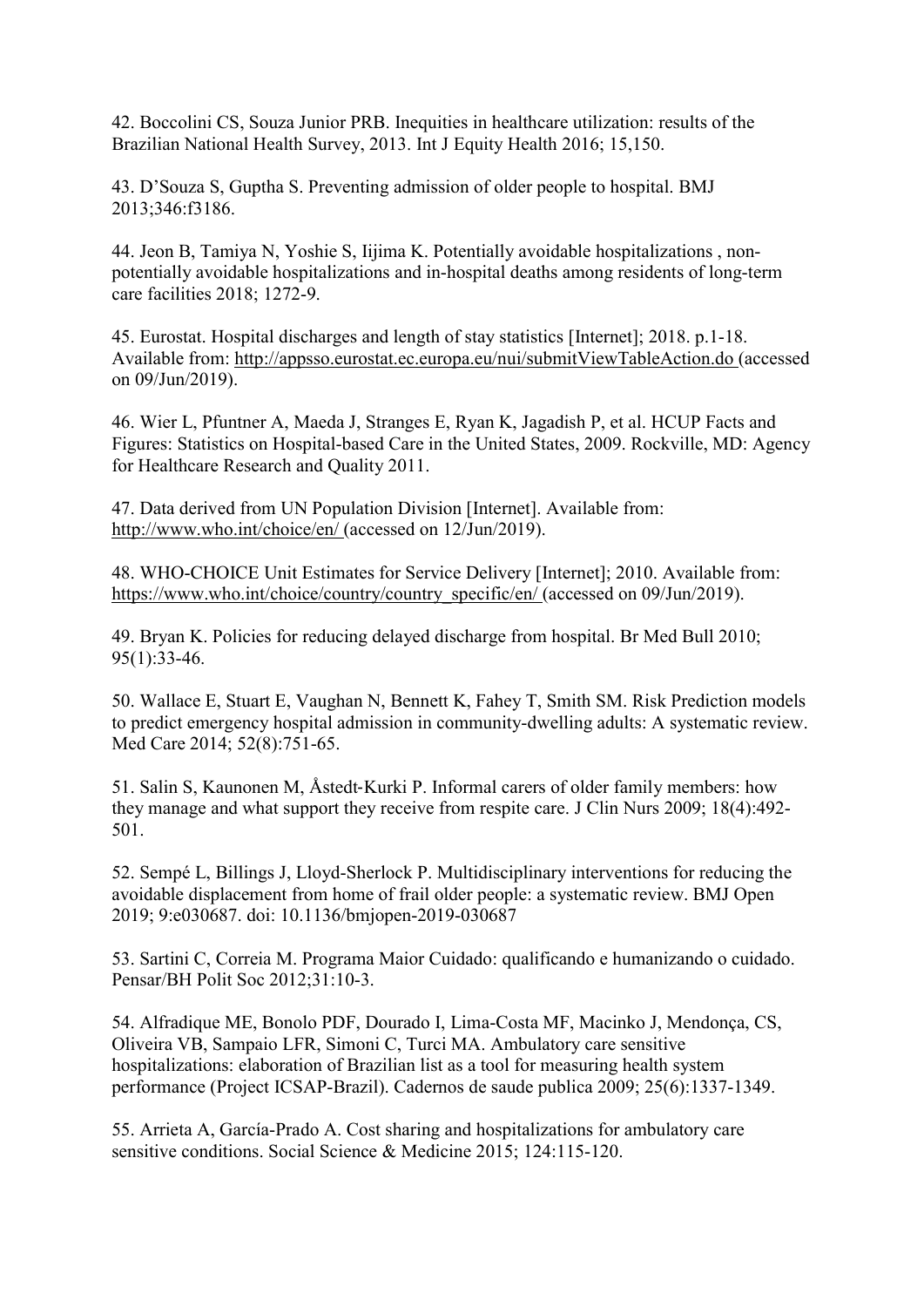42. Boccolini CS, Souza Junior PRB. Inequities in healthcare utilization: results of the Brazilian National Health Survey, 2013. Int J Equity Health 2016; 15,150.

43. D'Souza S, Guptha S. Preventing admission of older people to hospital. BMJ 2013;346:f3186.

44. Jeon B, Tamiya N, Yoshie S, Iijima K. Potentially avoidable hospitalizations , non-potentially avoidable hospitalizations and in-hospital deaths among residents of long-term care facilities 2018; 1272-9.

45. Eurostat. Hospital discharges and length of stay statistics [Internet]; 2018. p.1-18. Available from: http://appsso.eurostat.ec.europa.eu/nui/submitViewTableAction.do (accessed on 09/Jun/2019).

46. Wier L, Pfuntner A, Maeda J, Stranges E, Ryan K, Jagadish P, et al. HCUP Facts and Figures: Statistics on Hospital-based Care in the United States, 2009. Rockville, MD: Agency for Healthcare Research and Quality 2011.

47. Data derived from UN Population Division [Internet]. Available from: http://www.who.int/choice/en/ (accessed on 12/Jun/2019).

48. WHO-CHOICE Unit Estimates for Service Delivery [Internet]; 2010. Available from: https://www.who.int/choice/country/country_specific/en/ (accessed on 09/Jun/2019).

49. Bryan K. Policies for reducing delayed discharge from hospital. Br Med Bull 2010; 95(1):33-46.

50. Wallace E, Stuart E, Vaughan N, Bennett K, Fahey T, Smith SM. Risk Prediction models to predict emergency hospital admission in community-dwelling adults: A systematic review. Med Care 2014; 52(8):751-65.

51. Salin S, Kaunonen M, Åstedt-Kurki P. Informal carers of older family members: how they manage and what support they receive from respite care. J Clin Nurs 2009; 18(4):492-501.

52. Sempé L, Billings J, Lloyd-Sherlock P. Multidisciplinary interventions for reducing the avoidable displacement from home of frail older people: a systematic review. BMJ Open 2019; 9:e030687. doi: 10.1136/bmjopen-2019-030687

53. Sartini C, Correia M. Programa Maior Cuidado: qualificando e humanizando o cuidado. Pensar/BH Polit Soc 2012;31:10-3.

54. Alfradique ME, Bonolo PDF, Dourado I, Lima-Costa MF, Macinko J, Mendonça, CS, Oliveira VB, Sampaio LFR, Simoni C, Turci MA. Ambulatory care sensitive hospitalizations: elaboration of Brazilian list as a tool for measuring health system performance (Project ICSAP-Brazil). Cadernos de saude publica 2009; 25(6):1337-1349.

55. Arrieta A, García-Prado A. Cost sharing and hospitalizations for ambulatory care sensitive conditions. Social Science & Medicine 2015; 124:115-120.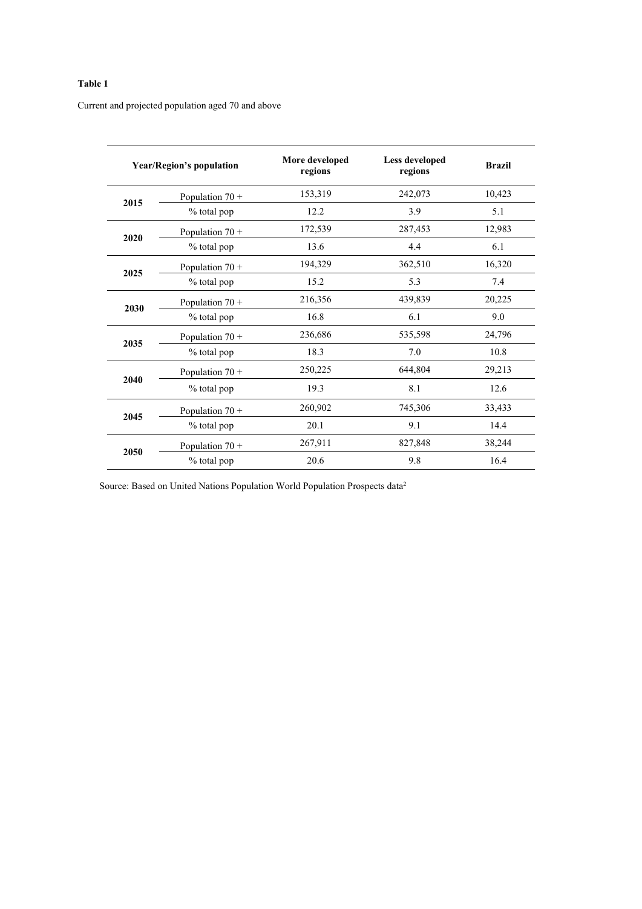**Table 1**

Current and projected population aged 70 and above

| Year/Region's population | | More developed regions | Less developed regions | Brazil |
|---|---|---|---|---|
| **2015** | Population 70 + | 153,319 | 242,073 | 10,423 |
| | % total pop | 12.2 | 3.9 | 5.1 |
| **2020** | Population 70 + | 172,539 | 287,453 | 12,983 |
| | % total pop | 13.6 | 4.4 | 6.1 |
| **2025** | Population 70 + | 194,329 | 362,510 | 16,320 |
| | % total pop | 15.2 | 5.3 | 7.4 |
| **2030** | Population 70 + | 216,356 | 439,839 | 20,225 |
| | % total pop | 16.8 | 6.1 | 9.0 |
| **2035** | Population 70 + | 236,686 | 535,598 | 24,796 |
| | % total pop | 18.3 | 7.0 | 10.8 |
| **2040** | Population 70 + | 250,225 | 644,804 | 29,213 |
| | % total pop | 19.3 | 8.1 | 12.6 |
| **2045** | Population 70 + | 260,902 | 745,306 | 33,433 |
| | % total pop | 20.1 | 9.1 | 14.4 |
| **2050** | Population 70 + | 267,911 | 827,848 | 38,244 |
| | % total pop | 20.6 | 9.8 | 16.4 |

Source: Based on United Nations Population World Population Prospects data[2]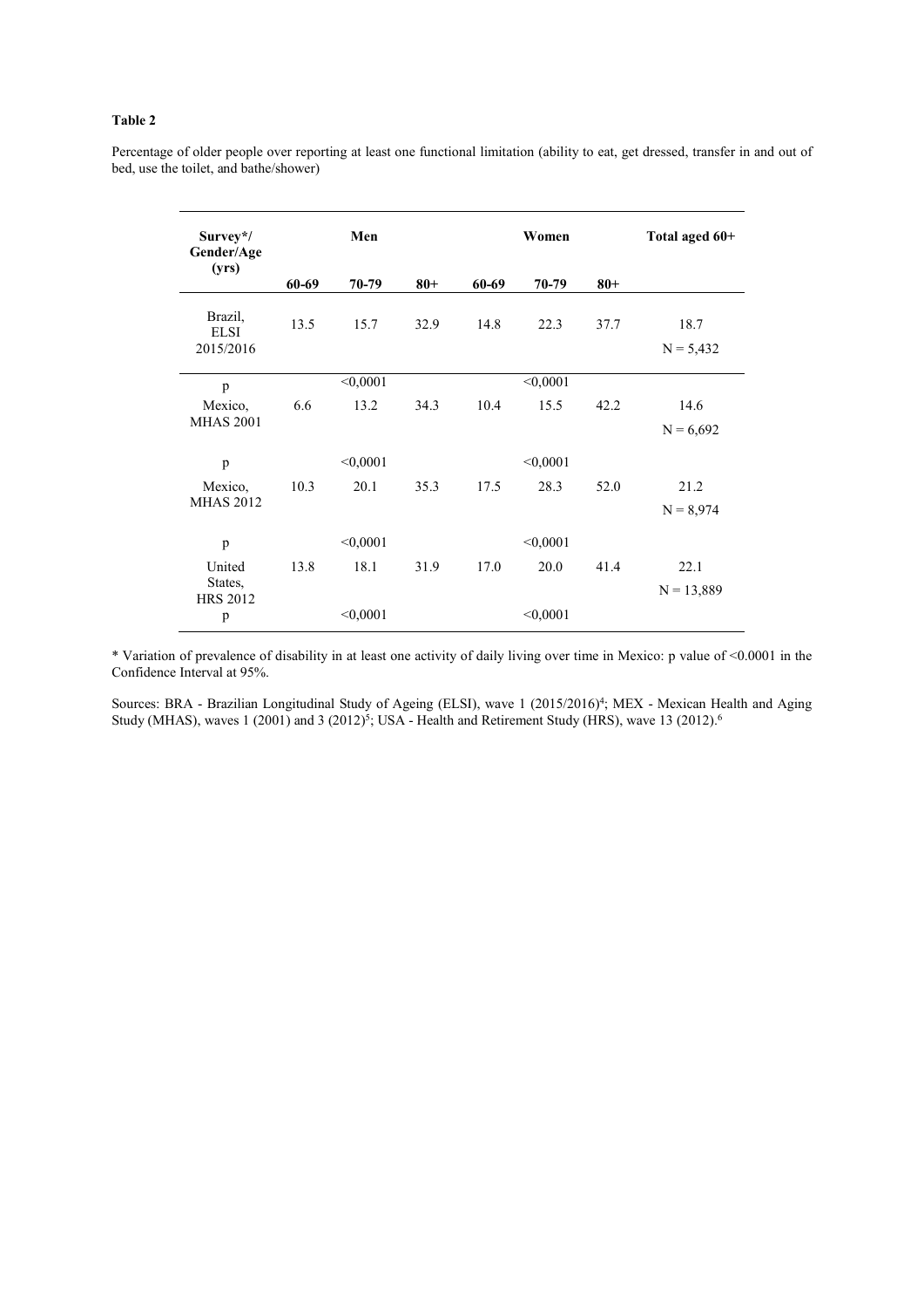**Table 2**

Percentage of older people over reporting at least one functional limitation (ability to eat, get dressed, transfer in and out of bed, use the toilet, and bathe/shower)

| Survey*/ Gender/Age (yrs) | Men | | | Women | | | Total aged 60+ |
|---|---|---|---|---|---|---|---|
| | 60-69 | 70-79 | 80+ | 60-69 | 70-79 | 80+ | |
| Brazil, ELSI 2015/2016 | 13.5 | 15.7 | 32.9 | 14.8 | 22.3 | 37.7 | 18.7 N = 5,432 |
| p | | <0,0001 | | | <0,0001 | | |
| Mexico, MHAS 2001 | 6.6 | 13.2 | 34.3 | 10.4 | 15.5 | 42.2 | 14.6 N = 6,692 |
| p | | <0,0001 | | | <0,0001 | | |
| Mexico, MHAS 2012 | 10.3 | 20.1 | 35.3 | 17.5 | 28.3 | 52.0 | 21.2 N = 8,974 |
| p | | <0,0001 | | | <0,0001 | | |
| United States, HRS 2012 | 13.8 | 18.1 | 31.9 | 17.0 | 20.0 | 41.4 | 22.1 N = 13,889 |
| p | | <0,0001 | | | <0,0001 | | |

* Variation of prevalence of disability in at least one activity of daily living over time in Mexico: p value of <0.0001 in the Confidence Interval at 95%.

Sources: BRA - Brazilian Longitudinal Study of Ageing (ELSI), wave 1 (2015/2016)[4]; MEX - Mexican Health and Aging Study (MHAS), waves 1 (2001) and 3 (2012)[5]; USA - Health and Retirement Study (HRS), wave 13 (2012).[6]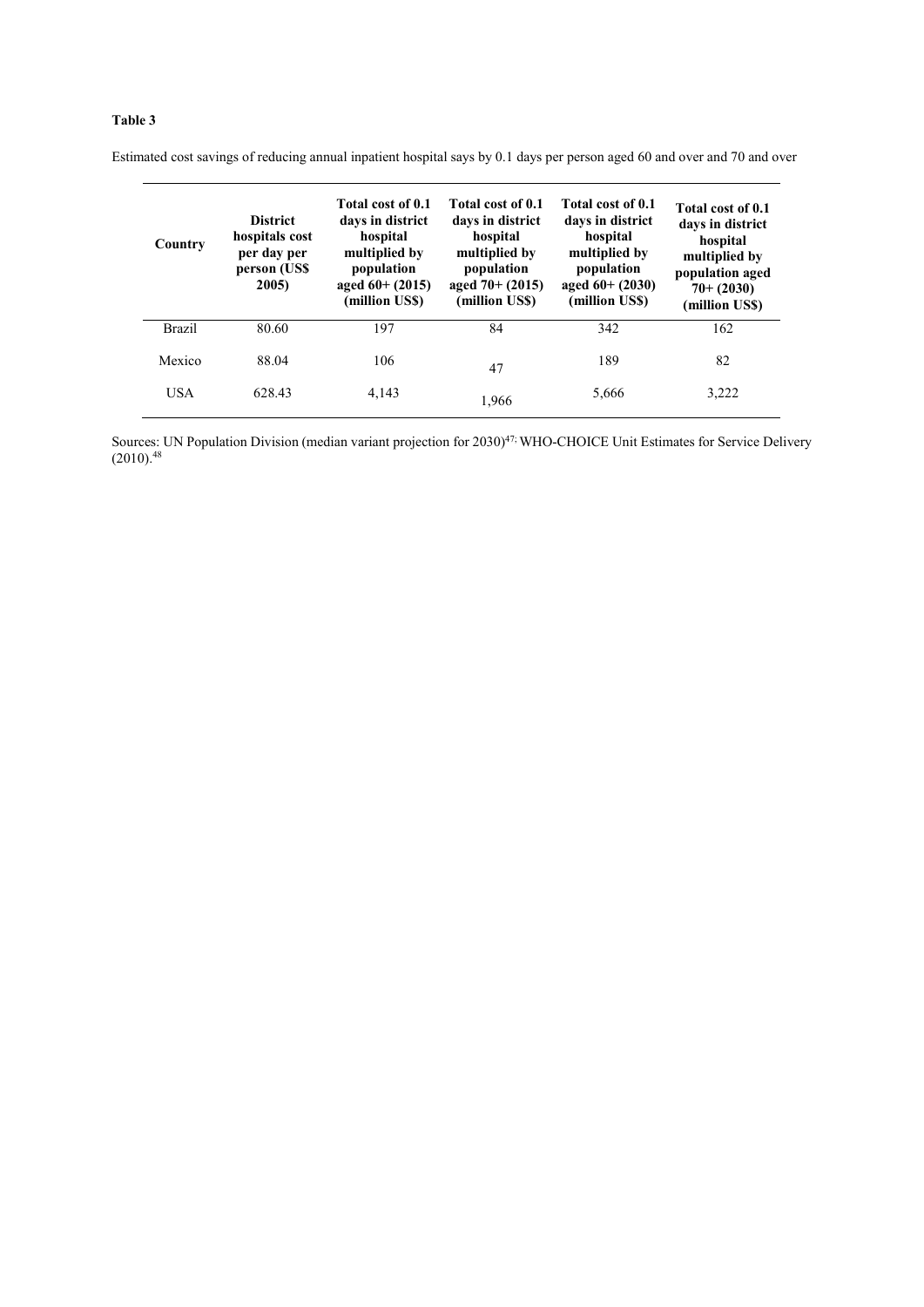**Table 3**

Estimated cost savings of reducing annual inpatient hospital says by 0.1 days per person aged 60 and over and 70 and over

| Country | District hospitals cost per day per person (US$ 2005) | Total cost of 0.1 days in district hospital multiplied by population aged 60+ (2015) (million US$) | Total cost of 0.1 days in district hospital multiplied by population aged 70+ (2015) (million US$) | Total cost of 0.1 days in district hospital multiplied by population aged 60+ (2030) (million US$) | Total cost of 0.1 days in district hospital multiplied by population aged 70+ (2030) (million US$) |
|---|---|---|---|---|---|
| Brazil | 80.60 | 197 | 84 | 342 | 162 |
| Mexico | 88.04 | 106 | 47 | 189 | 82 |
| USA | 628.43 | 4,143 | 1,966 | 5,666 | 3,222 |

Sources: UN Population Division (median variant projection for 2030)[47;] WHO-CHOICE Unit Estimates for Service Delivery (2010).[48]